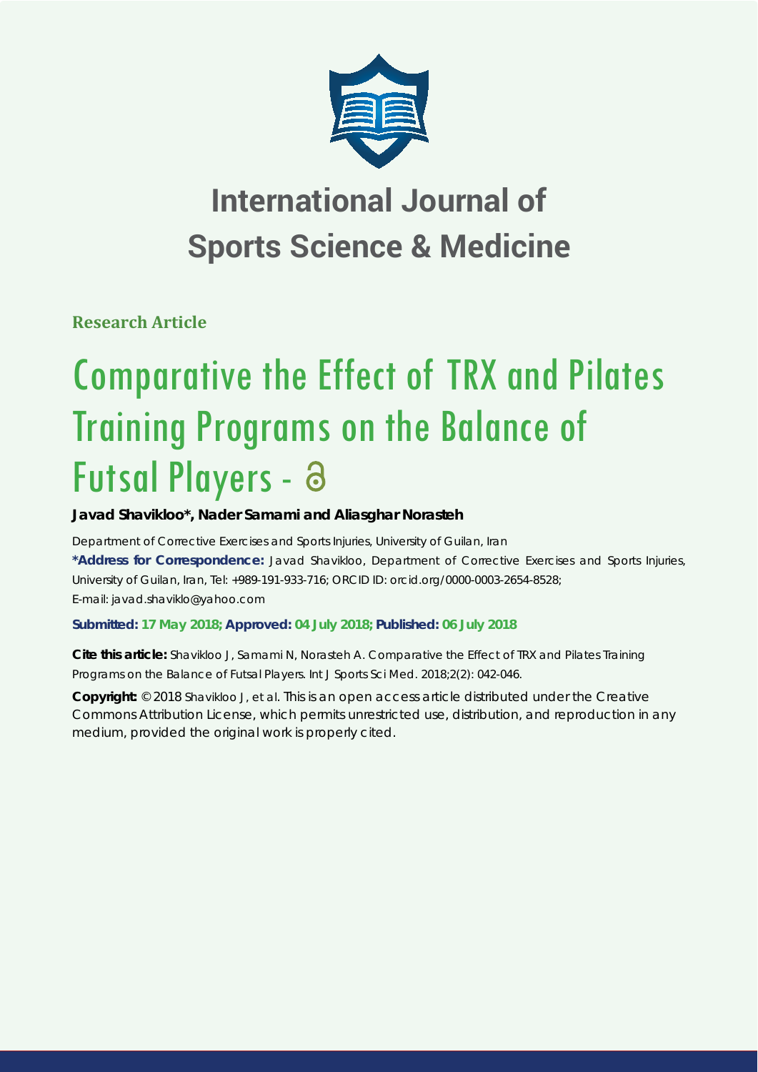# International Journal of Sports Science & Medicine

**Research Article**

# Comparative the Effect of TRX and Pilates Training Programs on the Balance of Futsal Players -

**Javad Shavikloo\*, Nader Samami and Aliasghar Norasteh**

Department of Corrective Exercises and Sports Injuries, University of Guilan, Iran

**\*Address for Correspondence:** Javad Shavikloo, Department of Corrective Exercises and Sports Injuries, University of Guilan, Iran, Tel: +989-191-933-716; ORCID ID: orcid.org/0000-0003-2654-8528; E-mail: javad.shaviklo@yahoo.com

**Submitted: 17 May 2018; Approved: 04 July 2018; Published: 06 July 2018**

**Cite this article:** Shavikloo J, Samami N, Norasteh A. Comparative the Effect of TRX and Pilates Training Programs on the Balance of Futsal Players. Int J Sports Sci Med. 2018;2(2): 042-046.

**Copyright:** © 2018 Shavikloo J, et al. This is an open access article distributed under the Creative Commons Attribution License, which permits unrestricted use, distribution, and reproduction in any medium, provided the original work is properly cited.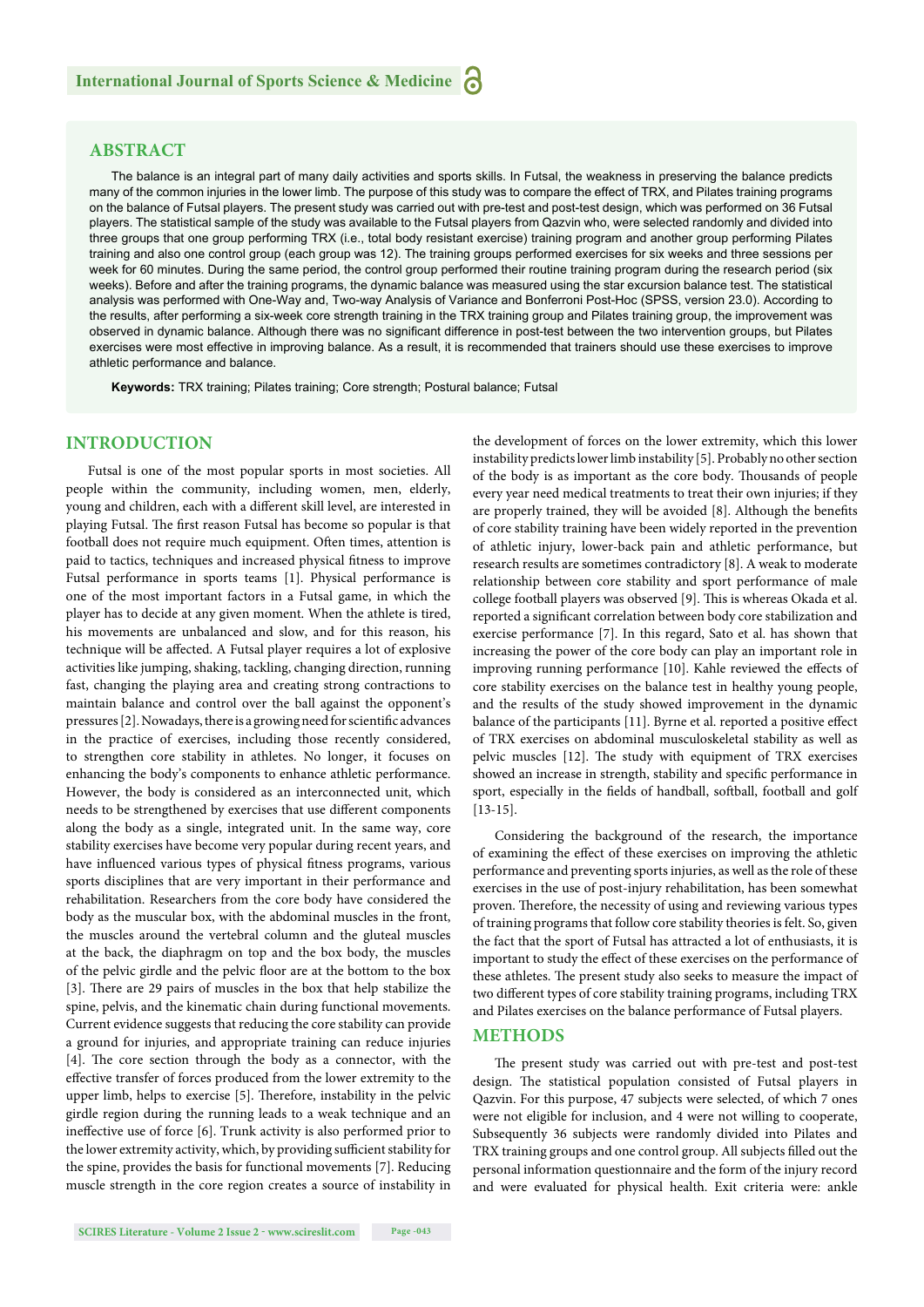## ABSTRACT

The balance is an integral part of many daily activities and sports skills. In Futsal, the weakness in preserving the balance predicts many of the common injuries in the lower limb. The purpose of this study was to compare the effect of TRX, and Pilates training programs on the balance of Futsal players. The present study was carried out with pre-test and post-test design, which was performed on 36 Futsal players. The statistical sample of the study was available to the Futsal players from Qazvin who, were selected randomly and divided into three groups that one group performing TRX (i.e., total body resistant exercise) training program and another group performing Pilates training and also one control group (each group was 12). The training groups performed exercises for six weeks and three sessions per week for 60 minutes. During the same period, the control group performed their routine training program during the research period (six weeks). Before and after the training programs, the dynamic balance was measured using the star excursion balance test. The statistical analysis was performed with One-Way and, Two-way Analysis of Variance and Bonferroni Post-Hoc (SPSS, version 23.0). According to the results, after performing a six-week core strength training in the TRX training group and Pilates training group, the improvement was observed in dynamic balance. Although there was no significant difference in post-test between the two intervention groups, but Pilates exercises were most effective in improving balance. As a result, it is recommended that trainers should use these exercises to improve athletic performance and balance.

**Keywords:** TRX training; Pilates training; Core strength; Postural balance; Futsal

## INTRODUCTION

Futsal is one of the most popular sports in most societies. All people within the community, including women, men, elderly, young and children, each with a different skill level, are interested in playing Futsal. The first reason Futsal has become so popular is that football does not require much equipment. Often times, attention is paid to tactics, techniques and increased physical fitness to improve Futsal performance in sports teams [1]. Physical performance is one of the most important factors in a Futsal game, in which the player has to decide at any given moment. When the athlete is tired, his movements are unbalanced and slow, and for this reason, his technique will be affected. A Futsal player requires a lot of explosive activities like jumping, shaking, tackling, changing direction, running fast, changing the playing area and creating strong contractions to maintain balance and control over the ball against the opponent's pressures [2]. Nowadays, there is a growing need for scientific advances in the practice of exercises, including those recently considered, to strengthen core stability in athletes. No longer, it focuses on enhancing the body's components to enhance athletic performance. However, the body is considered as an interconnected unit, which needs to be strengthened by exercises that use different components along the body as a single, integrated unit. In the same way, core stability exercises have become very popular during recent years, and have influenced various types of physical fitness programs, various sports disciplines that are very important in their performance and rehabilitation. Researchers from the core body have considered the body as the muscular box, with the abdominal muscles in the front, the muscles around the vertebral column and the gluteal muscles at the back, the diaphragm on top and the box body, the muscles of the pelvic girdle and the pelvic floor are at the bottom to the box [3]. There are 29 pairs of muscles in the box that help stabilize the spine, pelvis, and the kinematic chain during functional movements. Current evidence suggests that reducing the core stability can provide a ground for injuries, and appropriate training can reduce injuries [4]. The core section through the body as a connector, with the effective transfer of forces produced from the lower extremity to the upper limb, helps to exercise [5]. Therefore, instability in the pelvic girdle region during the running leads to a weak technique and an ineffective use of force [6]. Trunk activity is also performed prior to the lower extremity activity, which, by providing sufficient stability for the spine, provides the basis for functional movements [7]. Reducing muscle strength in the core region creates a source of instability in the development of forces on the lower extremity, which this lower instability predicts lower limb instability [5]. Probably no other section of the body is as important as the core body. Thousands of people every year need medical treatments to treat their own injuries; if they are properly trained, they will be avoided [8]. Although the benefits of core stability training have been widely reported in the prevention of athletic injury, lower-back pain and athletic performance, but research results are sometimes contradictory [8]. A weak to moderate relationship between core stability and sport performance of male college football players was observed [9]. This is whereas Okada et al. reported a significant correlation between body core stabilization and exercise performance [7]. In this regard, Sato et al. has shown that increasing the power of the core body can play an important role in improving running performance [10]. Kahle reviewed the effects of core stability exercises on the balance test in healthy young people, and the results of the study showed improvement in the dynamic balance of the participants [11]. Byrne et al. reported a positive effect of TRX exercises on abdominal musculoskeletal stability as well as pelvic muscles [12]. The study with equipment of TRX exercises showed an increase in strength, stability and specific performance in sport, especially in the fields of handball, softball, football and golf [13-15].

Considering the background of the research, the importance of examining the effect of these exercises on improving the athletic performance and preventing sports injuries, as well as the role of these exercises in the use of post-injury rehabilitation, has been somewhat proven. Therefore, the necessity of using and reviewing various types of training programs that follow core stability theories is felt. So, given the fact that the sport of Futsal has attracted a lot of enthusiasts, it is important to study the effect of these exercises on the performance of these athletes. The present study also seeks to measure the impact of two different types of core stability training programs, including TRX and Pilates exercises on the balance performance of Futsal players.

## METHODS

The present study was carried out with pre-test and post-test design. The statistical population consisted of Futsal players in Qazvin. For this purpose, 47 subjects were selected, of which 7 ones were not eligible for inclusion, and 4 were not willing to cooperate, Subsequently 36 subjects were randomly divided into Pilates and TRX training groups and one control group. All subjects filled out the personal information questionnaire and the form of the injury record and were evaluated for physical health. Exit criteria were: ankle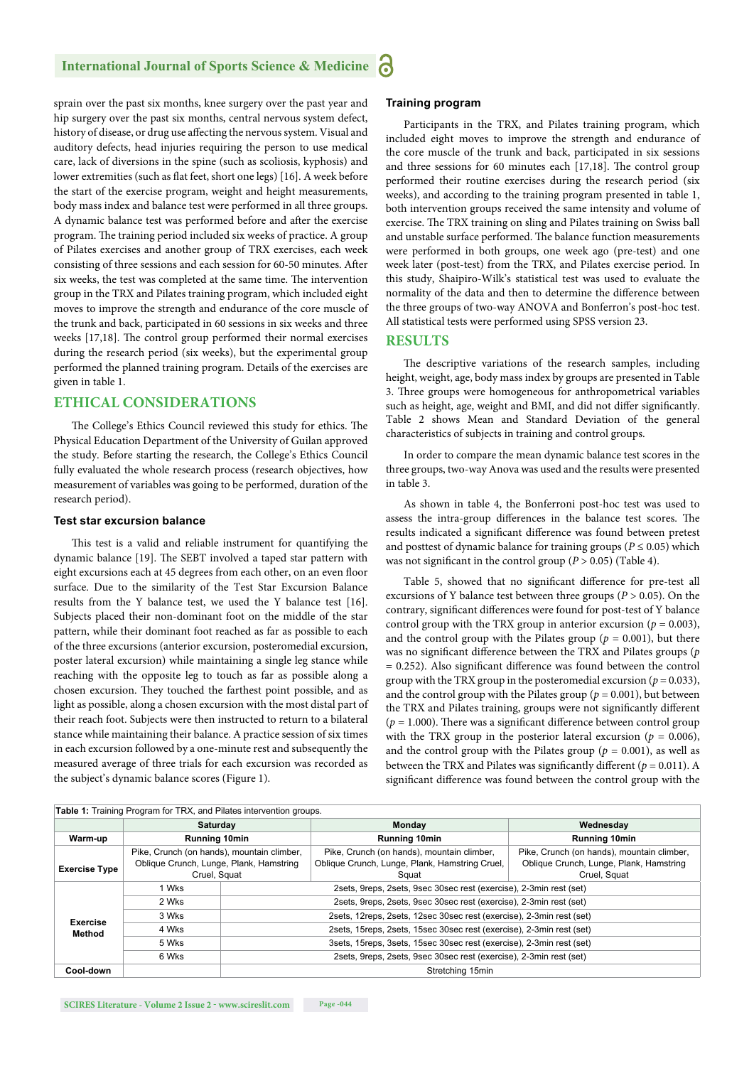sprain over the past six months, knee surgery over the past year and hip surgery over the past six months, central nervous system defect, history of disease, or drug use affecting the nervous system. Visual and auditory defects, head injuries requiring the person to use medical care, lack of diversions in the spine (such as scoliosis, kyphosis) and lower extremities (such as flat feet, short one legs) [16]. A week before the start of the exercise program, weight and height measurements, body mass index and balance test were performed in all three groups. A dynamic balance test was performed before and after the exercise program. The training period included six weeks of practice. A group of Pilates exercises and another group of TRX exercises, each week consisting of three sessions and each session for 60-50 minutes. After six weeks, the test was completed at the same time. The intervention group in the TRX and Pilates training program, which included eight moves to improve the strength and endurance of the core muscle of the trunk and back, participated in 60 sessions in six weeks and three weeks [17,18]. The control group performed their normal exercises during the research period (six weeks), but the experimental group performed the planned training program. Details of the exercises are given in table 1.

## ETHICAL CONSIDERATIONS

The College's Ethics Council reviewed this study for ethics. The Physical Education Department of the University of Guilan approved the study. Before starting the research, the College's Ethics Council fully evaluated the whole research process (research objectives, how measurement of variables was going to be performed, duration of the research period).

### Test star excursion balance

This test is a valid and reliable instrument for quantifying the dynamic balance [19]. The SEBT involved a taped star pattern with eight excursions each at 45 degrees from each other, on an even floor surface. Due to the similarity of the Test Star Excursion Balance results from the Y balance test, we used the Y balance test [16]. Subjects placed their non-dominant foot on the middle of the star pattern, while their dominant foot reached as far as possible to each of the three excursions (anterior excursion, posteromedial excursion, poster lateral excursion) while maintaining a single leg stance while reaching with the opposite leg to touch as far as possible along a chosen excursion. They touched the farthest point possible, and as light as possible, along a chosen excursion with the most distal part of their reach foot. Subjects were then instructed to return to a bilateral stance while maintaining their balance. A practice session of six times in each excursion followed by a one-minute rest and subsequently the measured average of three trials for each excursion was recorded as the subject's dynamic balance scores (Figure 1).

### Training program

Participants in the TRX, and Pilates training program, which included eight moves to improve the strength and endurance of the core muscle of the trunk and back, participated in six sessions and three sessions for 60 minutes each [17,18]. The control group performed their routine exercises during the research period (six weeks), and according to the training program presented in table 1, both intervention groups received the same intensity and volume of exercise. The TRX training on sling and Pilates training on Swiss ball and unstable surface performed. The balance function measurements were performed in both groups, one week ago (pre-test) and one week later (post-test) from the TRX, and Pilates exercise period. In this study, Shaipiro-Wilk's statistical test was used to evaluate the normality of the data and then to determine the difference between the three groups of two-way ANOVA and Bonferron's post-hoc test. All statistical tests were performed using SPSS version 23.

## RESULTS

The descriptive variations of the research samples, including height, weight, age, body mass index by groups are presented in Table 3. Three groups were homogeneous for anthropometrical variables such as height, age, weight and BMI, and did not differ significantly. Table 2 shows Mean and Standard Deviation of the general characteristics of subjects in training and control groups.

In order to compare the mean dynamic balance test scores in the three groups, two-way Anova was used and the results were presented in table 3.

As shown in table 4, the Bonferroni post-hoc test was used to assess the intra-group differences in the balance test scores. The results indicated a significant difference was found between pretest and posttest of dynamic balance for training groups ($P \leq 0.05$) which was not significant in the control group ($P > 0.05$) (Table 4).

Table 5, showed that no significant difference for pre-test all excursions of Y balance test between three groups ($P > 0.05$). On the contrary, significant differences were found for post-test of Y balance control group with the TRX group in anterior excursion ($p = 0.003$), and the control group with the Pilates group ($p = 0.001$), but there was no significant difference between the TRX and Pilates groups ($p = 0.252$). Also significant difference was found between the control group with the TRX group in the posteromedial excursion ($p = 0.033$), and the control group with the Pilates group ($p = 0.001$), but between the TRX and Pilates training, groups were not significantly different ($p = 1.000$). There was a significant difference between control group with the TRX group in the posterior lateral excursion ($p = 0.006$), and the control group with the Pilates group ($p = 0.001$), as well as between the TRX and Pilates was significantly different ($p = 0.011$). A significant difference was found between the control group with the

**Table 1:** Training Program for TRX, and Pilates intervention groups.

| | Saturday | | Monday | Wednesday |
|---|---|---|---|---|
| **Warm-up** | **Running 10min** | | **Running 10min** | **Running 10min** |
| **Exercise Type** | Pike, Crunch (on hands), mountain climber, Oblique Crunch, Lunge, Plank, Hamstring Cruel, Squat | | Pike, Crunch (on hands), mountain climber, Oblique Crunch, Lunge, Plank, Hamstring Cruel, Squat | Pike, Crunch (on hands), mountain climber, Oblique Crunch, Lunge, Plank, Hamstring Cruel, Squat |
| **Exercise Method** | 1 Wks | 2sets, 9reps, 2sets, 9sec 30sec rest (exercise), 2-3min rest (set) | | |
| | 2 Wks | 2sets, 9reps, 2sets, 9sec 30sec rest (exercise), 2-3min rest (set) | | |
| | 3 Wks | 2sets, 12reps, 2sets, 12sec 30sec rest (exercise), 2-3min rest (set) | | |
| | 4 Wks | 2sets, 15reps, 2sets, 15sec 30sec rest (exercise), 2-3min rest (set) | | |
| | 5 Wks | 3sets, 15reps, 3sets, 15sec 30sec rest (exercise), 2-3min rest (set) | | |
| | 6 Wks | 2sets, 9reps, 2sets, 9sec 30sec rest (exercise), 2-3min rest (set) | | |
| **Cool-down** | | Stretching 15min | | |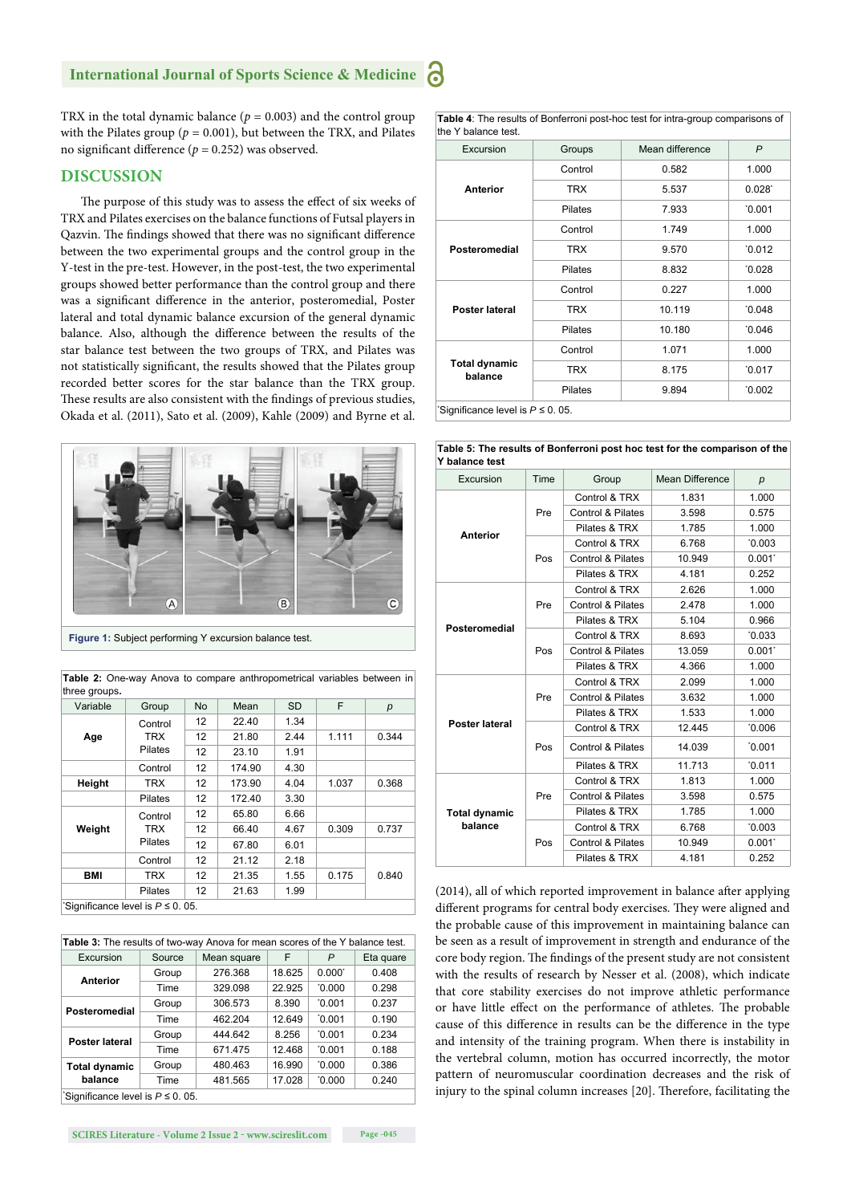TRX in the total dynamic balance ($p$ = 0.003) and the control group with the Pilates group ($p$ = 0.001), but between the TRX, and Pilates no significant difference ($p$ = 0.252) was observed.

## DISCUSSION

The purpose of this study was to assess the effect of six weeks of TRX and Pilates exercises on the balance functions of Futsal players in Qazvin. The findings showed that there was no significant difference between the two experimental groups and the control group in the Y-test in the pre-test. However, in the post-test, the two experimental groups showed better performance than the control group and there was a significant difference in the anterior, posteromedial, Poster lateral and total dynamic balance excursion of the general dynamic balance. Also, although the difference between the results of the star balance test between the two groups of TRX, and Pilates was not statistically significant, the results showed that the Pilates group recorded better scores for the star balance than the TRX group. These results are also consistent with the findings of previous studies, Okada et al. (2011), Sato et al. (2009), Kahle (2009) and Byrne et al. (2014), all of which reported improvement in balance after applying different programs for central body exercises. They were aligned and the probable cause of this improvement in maintaining balance can be seen as a result of improvement in strength and endurance of the core body region. The findings of the present study are not consistent with the results of research by Nesser et al. (2008), which indicate that core stability exercises do not improve athletic performance or have little effect on the performance of athletes. The probable cause of this difference in results can be the difference in the type and intensity of the training program. When there is instability in the vertebral column, motion has occurred incorrectly, the motor pattern of neuromuscular coordination decreases and the risk of injury to the spinal column increases [20]. Therefore, facilitating the

**Figure 1:** Subject performing Y excursion balance test.

**Table 2:** One-way Anova to compare anthropometrical variables between in three groups.

| Variable | Group | No | Mean | SD | F | $p$ |
|---|---|---|---|---|---|---|
| **Age** | Control | 12 | 22.40 | 1.34 | | |
| | TRX | 12 | 21.80 | 2.44 | 1.111 | 0.344 |
| | Pilates | 12 | 23.10 | 1.91 | | |
| **Height** | Control | 12 | 174.90 | 4.30 | | |
| | TRX | 12 | 173.90 | 4.04 | 1.037 | 0.368 |
| | Pilates | 12 | 172.40 | 3.30 | | |
| **Weight** | Control | 12 | 65.80 | 6.66 | | |
| | TRX | 12 | 66.40 | 4.67 | 0.309 | 0.737 |
| | Pilates | 12 | 67.80 | 6.01 | | |
| **BMI** | Control | 12 | 21.12 | 2.18 | | |
| | TRX | 12 | 21.35 | 1.55 | 0.175 | 0.840 |
| | Pilates | 12 | 21.63 | 1.99 | | |

*Significance level is $P \leq$ 0. 05.

**Table 3:** The results of two-way Anova for mean scores of the Y balance test.

| Excursion | Source | Mean square | F | $P$ | Eta quare |
|---|---|---|---|---|---|
| **Anterior** | Group | 276.368 | 18.625 | 0.000* | 0.408 |
| | Time | 329.098 | 22.925 | *0.000 | 0.298 |
| **Posteromedial** | Group | 306.573 | 8.390 | *0.001 | 0.237 |
| | Time | 462.204 | 12.649 | *0.001 | 0.190 |
| **Poster lateral** | Group | 444.642 | 8.256 | *0.001 | 0.234 |
| | Time | 671.475 | 12.468 | *0.001 | 0.188 |
| **Total dynamic balance** | Group | 480.463 | 16.990 | *0.000 | 0.386 |
| | Time | 481.565 | 17.028 | *0.000 | 0.240 |

*Significance level is $P \leq$ 0. 05.

**Table 4:** The results of Bonferroni post-hoc test for intra-group comparisons of the Y balance test.

| Excursion | Groups | Mean difference | $P$ |
|---|---|---|---|
| **Anterior** | Control | 0.582 | 1.000 |
| | TRX | 5.537 | 0.028* |
| | Pilates | 7.933 | *0.001 |
| **Posteromedial** | Control | 1.749 | 1.000 |
| | TRX | 9.570 | *0.012 |
| | Pilates | 8.832 | *0.028 |
| **Poster lateral** | Control | 0.227 | 1.000 |
| | TRX | 10.119 | *0.048 |
| | Pilates | 10.180 | *0.046 |
| **Total dynamic balance** | Control | 1.071 | 1.000 |
| | TRX | 8.175 | *0.017 |
| | Pilates | 9.894 | *0.002 |

*Significance level is $P \leq$ 0. 05.

**Table 5: The results of Bonferroni post hoc test for the comparison of the Y balance test**

| Excursion | Time | Group | Mean Difference | $p$ |
|---|---|---|---|---|
| **Anterior** | Pre | Control & TRX | 1.831 | 1.000 |
| | | Control & Pilates | 3.598 | 0.575 |
| | | Pilates & TRX | 1.785 | 1.000 |
| | Pos | Control & TRX | 6.768 | *0.003 |
| | | Control & Pilates | 10.949 | 0.001* |
| | | Pilates & TRX | 4.181 | 0.252 |
| **Posteromedial** | Pre | Control & TRX | 2.626 | 1.000 |
| | | Control & Pilates | 2.478 | 1.000 |
| | | Pilates & TRX | 5.104 | 0.966 |
| | Pos | Control & TRX | 8.693 | *0.033 |
| | | Control & Pilates | 13.059 | 0.001* |
| | | Pilates & TRX | 4.366 | 1.000 |
| **Poster lateral** | Pre | Control & TRX | 2.099 | 1.000 |
| | | Control & Pilates | 3.632 | 1.000 |
| | | Pilates & TRX | 1.533 | 1.000 |
| | Pos | Control & TRX | 12.445 | *0.006 |
| | | Control & Pilates | 14.039 | *0.001 |
| | | Pilates & TRX | 11.713 | *0.011 |
| **Total dynamic balance** | Pre | Control & TRX | 1.813 | 1.000 |
| | | Control & Pilates | 3.598 | 0.575 |
| | | Pilates & TRX | 1.785 | 1.000 |
| | Pos | Control & TRX | 6.768 | *0.003 |
| | | Control & Pilates | 10.949 | 0.001* |
| | | Pilates & TRX | 4.181 | 0.252 |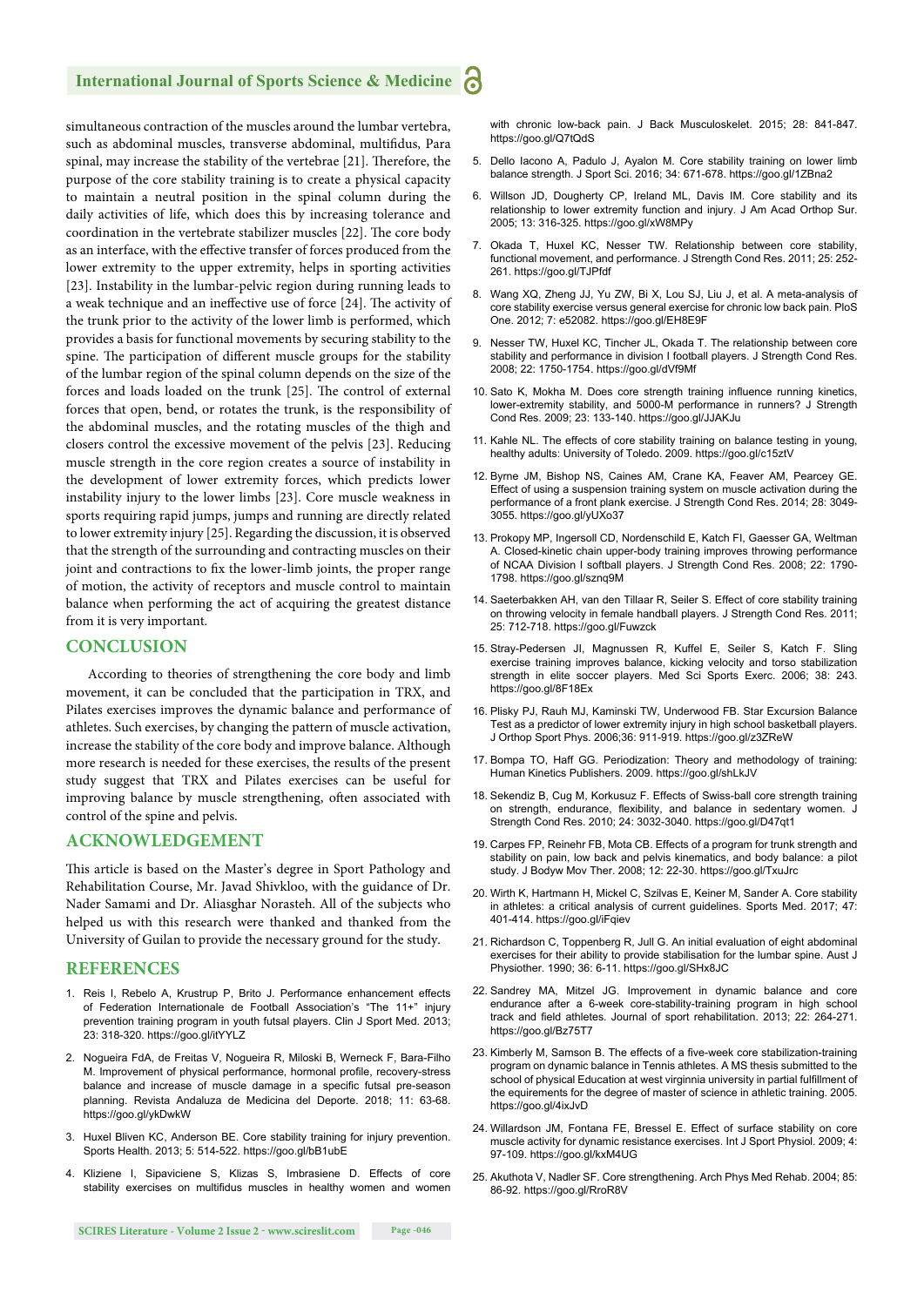simultaneous contraction of the muscles around the lumbar vertebra, such as abdominal muscles, transverse abdominal, multifidus, Para spinal, may increase the stability of the vertebrae [21]. Therefore, the purpose of the core stability training is to create a physical capacity to maintain a neutral position in the spinal column during the daily activities of life, which does this by increasing tolerance and coordination in the vertebrate stabilizer muscles [22]. The core body as an interface, with the effective transfer of forces produced from the lower extremity to the upper extremity, helps in sporting activities [23]. Instability in the lumbar-pelvic region during running leads to a weak technique and an ineffective use of force [24]. The activity of the trunk prior to the activity of the lower limb is performed, which provides a basis for functional movements by securing stability to the spine. The participation of different muscle groups for the stability of the lumbar region of the spinal column depends on the size of the forces and loads loaded on the trunk [25]. The control of external forces that open, bend, or rotates the trunk, is the responsibility of the abdominal muscles, and the rotating muscles of the thigh and closers control the excessive movement of the pelvis [23]. Reducing muscle strength in the core region creates a source of instability in the development of lower extremity forces, which predicts lower instability injury to the lower limbs [23]. Core muscle weakness in sports requiring rapid jumps, jumps and running are directly related to lower extremity injury [25]. Regarding the discussion, it is observed that the strength of the surrounding and contracting muscles on their joint and contractions to fix the lower-limb joints, the proper range of motion, the activity of receptors and muscle control to maintain balance when performing the act of acquiring the greatest distance from it is very important.

## CONCLUSION

According to theories of strengthening the core body and limb movement, it can be concluded that the participation in TRX, and Pilates exercises improves the dynamic balance and performance of athletes. Such exercises, by changing the pattern of muscle activation, increase the stability of the core body and improve balance. Although more research is needed for these exercises, the results of the present study suggest that TRX and Pilates exercises can be useful for improving balance by muscle strengthening, often associated with control of the spine and pelvis.

## ACKNOWLEDGEMENT

This article is based on the Master's degree in Sport Pathology and Rehabilitation Course, Mr. Javad Shivkloo, with the guidance of Dr. Nader Samami and Dr. Aliasghar Norasteh. All of the subjects who helped us with this research were thanked and thanked from the University of Guilan to provide the necessary ground for the study.

## REFERENCES

1. Reis I, Rebelo A, Krustrup P, Brito J. Performance enhancement effects of Federation Internationale de Football Association's "The 11+" injury prevention training program in youth futsal players. Clin J Sport Med. 2013; 23: 318-320. https://goo.gl/itYYLZ
2. Nogueira FdA, de Freitas V, Nogueira R, Miloski B, Werneck F, Bara-Filho M. Improvement of physical performance, hormonal profile, recovery-stress balance and increase of muscle damage in a specific futsal pre-season planning. Revista Andaluza de Medicina del Deporte. 2018; 11: 63-68. https://goo.gl/ykDwkW
3. Huxel Bliven KC, Anderson BE. Core stability training for injury prevention. Sports Health. 2013; 5: 514-522. https://goo.gl/bB1ubE
4. Kliziene I, Sipaviciene S, Klizas S, Imbrasiene D. Effects of core stability exercises on multifidus muscles in healthy women and women with chronic low-back pain. J Back Musculoskelet. 2015; 28: 841-847. https://goo.gl/Q7tQdS
5. Dello Iacono A, Padulo J, Ayalon M. Core stability training on lower limb balance strength. J Sport Sci. 2016; 34: 671-678. https://goo.gl/1ZBna2
6. Willson JD, Dougherty CP, Ireland ML, Davis IM. Core stability and its relationship to lower extremity function and injury. J Am Acad Orthop Sur. 2005; 13: 316-325. https://goo.gl/xW8MPy
7. Okada T, Huxel KC, Nesser TW. Relationship between core stability, functional movement, and performance. J Strength Cond Res. 2011; 25: 252-261. https://goo.gl/TJPfdf
8. Wang XQ, Zheng JJ, Yu ZW, Bi X, Lou SJ, Liu J, et al. A meta-analysis of core stability exercise versus general exercise for chronic low back pain. PloS One. 2012; 7: e52082. https://goo.gl/EH8E9F
9. Nesser TW, Huxel KC, Tincher JL, Okada T. The relationship between core stability and performance in division I football players. J Strength Cond Res. 2008; 22: 1750-1754. https://goo.gl/dVf9Mf
10. Sato K, Mokha M. Does core strength training influence running kinetics, lower-extremity stability, and 5000-M performance in runners? J Strength Cond Res. 2009; 23: 133-140. https://goo.gl/JJAKJu
11. Kahle NL. The effects of core stability training on balance testing in young, healthy adults: University of Toledo. 2009. https://goo.gl/c15ztV
12. Byrne JM, Bishop NS, Caines AM, Crane KA, Feaver AM, Pearcey GE. Effect of using a suspension training system on muscle activation during the performance of a front plank exercise. J Strength Cond Res. 2014; 28: 3049-3055. https://goo.gl/yUXo37
13. Prokopy MP, Ingersoll CD, Nordenschild E, Katch FI, Gaesser GA, Weltman A. Closed-kinetic chain upper-body training improves throwing performance of NCAA Division I softball players. J Strength Cond Res. 2008; 22: 1790-1798. https://goo.gl/sznq9M
14. Saeterbakken AH, van den Tillaar R, Seiler S. Effect of core stability training on throwing velocity in female handball players. J Strength Cond Res. 2011; 25: 712-718. https://goo.gl/Fuwzck
15. Stray-Pedersen JI, Magnussen R, Kuffel E, Seiler S, Katch F. Sling exercise training improves balance, kicking velocity and torso stabilization strength in elite soccer players. Med Sci Sports Exerc. 2006; 38: 243. https://goo.gl/8F18Ex
16. Plisky PJ, Rauh MJ, Kaminski TW, Underwood FB. Star Excursion Balance Test as a predictor of lower extremity injury in high school basketball players. J Orthop Sport Phys. 2006;36: 911-919. https://goo.gl/z3ZReW
17. Bompa TO, Haff GG. Periodization: Theory and methodology of training: Human Kinetics Publishers. 2009. https://goo.gl/shLkJV
18. Sekendiz B, Cug M, Korkusuz F. Effects of Swiss-ball core strength training on strength, endurance, flexibility, and balance in sedentary women. J Strength Cond Res. 2010; 24: 3032-3040. https://goo.gl/D47qt1
19. Carpes FP, Reinehr FB, Mota CB. Effects of a program for trunk strength and stability on pain, low back and pelvis kinematics, and body balance: a pilot study. J Bodyw Mov Ther. 2008; 12: 22-30. https://goo.gl/TxuJrc
20. Wirth K, Hartmann H, Mickel C, Szilvas E, Keiner M, Sander A. Core stability in athletes: a critical analysis of current guidelines. Sports Med. 2017; 47: 401-414. https://goo.gl/iFqiev
21. Richardson C, Toppenberg R, Jull G. An initial evaluation of eight abdominal exercises for their ability to provide stabilisation for the lumbar spine. Aust J Physiother. 1990; 36: 6-11. https://goo.gl/SHx8JC
22. Sandrey MA, Mitzel JG. Improvement in dynamic balance and core endurance after a 6-week core-stability-training program in high school track and field athletes. Journal of sport rehabilitation. 2013; 22: 264-271. https://goo.gl/Bz75T7
23. Kimberly M, Samson B. The effects of a five-week core stabilization-training program on dynamic balance in Tennis athletes. A MS thesis submitted to the school of physical Education at west virginnia university in partial fulfillment of the equirements for the degree of master of science in athletic training. 2005. https://goo.gl/4ixJvD
24. Willardson JM, Fontana FE, Bressel E. Effect of surface stability on core muscle activity for dynamic resistance exercises. Int J Sport Physiol. 2009; 4: 97-109. https://goo.gl/kxM4UG
25. Akuthota V, Nadler SF. Core strengthening. Arch Phys Med Rehab. 2004; 85: 86-92. https://goo.gl/RroR8V